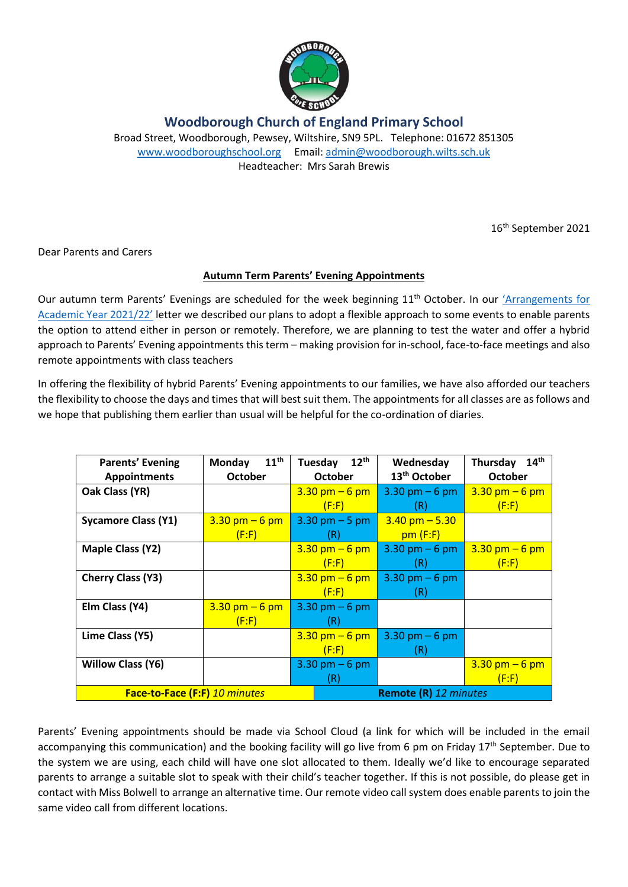## Woodborough Church of England Primary School

Broad Street, Woodborough, Pewsey, Wiltshire, SN9 5PL. Telephone: 01672 851305
www.woodboroughschool.org Email: admin@woodborough.wilts.sch.uk
Headteacher: Mrs Sarah Brewis

16th September 2021

Dear Parents and Carers

**Autumn Term Parents' Evening Appointments**

Our autumn term Parents' Evenings are scheduled for the week beginning 11th October. In our 'Arrangements for Academic Year 2021/22' letter we described our plans to adopt a flexible approach to some events to enable parents the option to attend either in person or remotely. Therefore, we are planning to test the water and offer a hybrid approach to Parents' Evening appointments this term – making provision for in-school, face-to-face meetings and also remote appointments with class teachers

In offering the flexibility of hybrid Parents' Evening appointments to our families, we have also afforded our teachers the flexibility to choose the days and times that will best suit them. The appointments for all classes are as follows and we hope that publishing them earlier than usual will be helpful for the co-ordination of diaries.

| Parents' Evening Appointments | Monday 11th October | Tuesday 12th October | Wednesday 13th October | Thursday 14th October |
|---|---|---|---|---|
| **Oak Class (YR)** | | 3.30 pm – 6 pm (F:F) | 3.30 pm – 6 pm (R) | 3.30 pm – 6 pm (F:F) |
| **Sycamore Class (Y1)** | 3.30 pm – 6 pm (F:F) | 3.30 pm – 5 pm (R) | 3.40 pm – 5.30 pm (F:F) | |
| **Maple Class (Y2)** | | 3.30 pm – 6 pm (F:F) | 3.30 pm – 6 pm (R) | 3.30 pm – 6 pm (F:F) |
| **Cherry Class (Y3)** | | 3.30 pm – 6 pm (F:F) | 3.30 pm – 6 pm (R) | |
| **Elm Class (Y4)** | 3.30 pm – 6 pm (F:F) | 3.30 pm – 6 pm (R) | | |
| **Lime Class (Y5)** | | 3.30 pm – 6 pm (F:F) | 3.30 pm – 6 pm (R) | |
| **Willow Class (Y6)** | | 3.30 pm – 6 pm (R) | | 3.30 pm – 6 pm (F:F) |
| **Face-to-Face (F:F)** *10 minutes* | | **Remote (R)** *12 minutes* | | |

Parents' Evening appointments should be made via School Cloud (a link for which will be included in the email accompanying this communication) and the booking facility will go live from 6 pm on Friday 17th September. Due to the system we are using, each child will have one slot allocated to them. Ideally we'd like to encourage separated parents to arrange a suitable slot to speak with their child's teacher together. If this is not possible, do please get in contact with Miss Bolwell to arrange an alternative time. Our remote video call system does enable parents to join the same video call from different locations.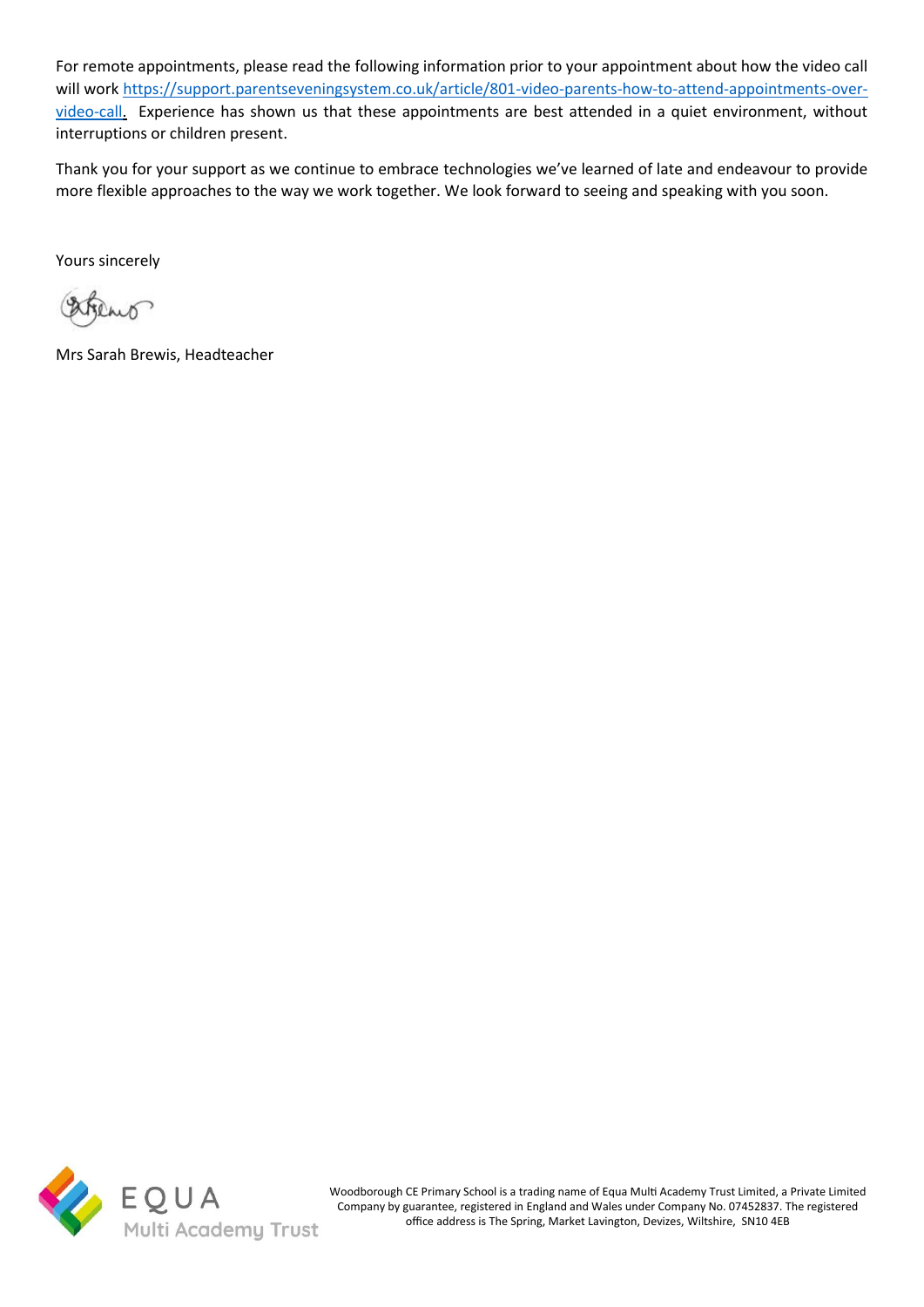For remote appointments, please read the following information prior to your appointment about how the video call will work [https://support.parentseveningsystem.co.uk/article/801-video-parents-how-to-attend-appointments-over-video-call](https://support.parentseveningsystem.co.uk/article/801-video-parents-how-to-attend-appointments-over-video-call). Experience has shown us that these appointments are best attended in a quiet environment, without interruptions or children present.

Thank you for your support as we continue to embrace technologies we've learned of late and endeavour to provide more flexible approaches to the way we work together. We look forward to seeing and speaking with you soon.

Yours sincerely

Mrs Sarah Brewis, Headteacher

EQUA Multi Academy Trust

Woodborough CE Primary School is a trading name of Equa Multi Academy Trust Limited, a Private Limited Company by guarantee, registered in England and Wales under Company No. 07452837. The registered office address is The Spring, Market Lavington, Devizes, Wiltshire, SN10 4EB